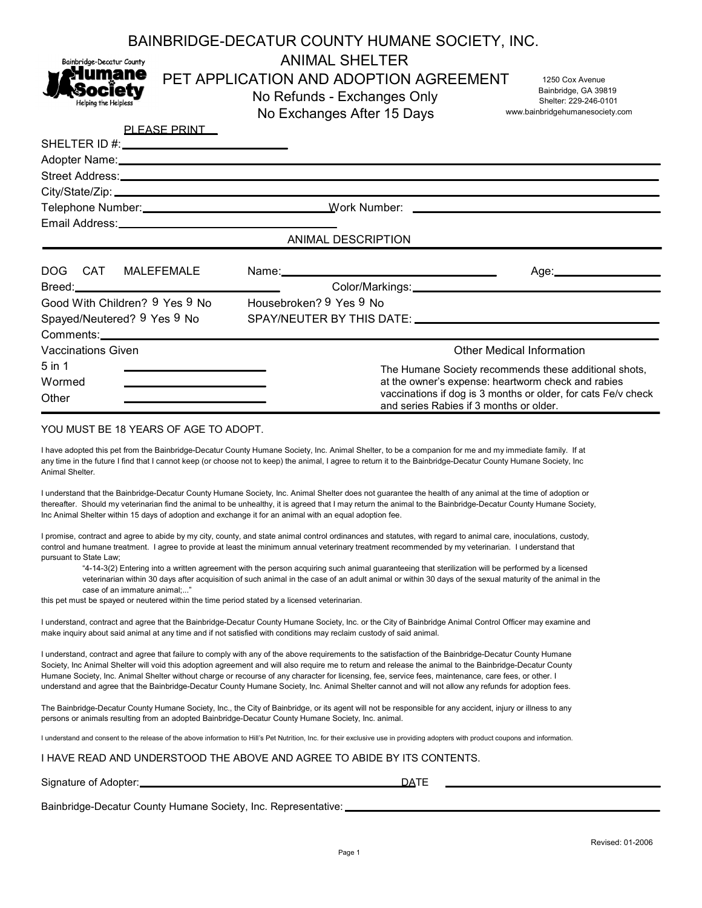# BAINBRIDGE-DECATUR COUNTY HUMANE SOCIETY, INC.

## ANIMAL SHELTER

## PET APPLICATION AND ADOPTION AGREEMENT

No Refunds - Exchanges Only

No Exchanges After 15 Days

1250 Cox Avenue
Bainbridge, GA 39819
Shelter: 229-246-0101
www.bainbridgehumanesociety.com

PLEASE PRINT

SHELTER ID #: ____________________

Adopter Name: ____________________

Street Address: ____________________

City/State/Zip: ____________________

Telephone Number: ____________________ Work Number: ____________________

Email Address: ____________________

### ANIMAL DESCRIPTION

DOG CAT MALEFEMALE Name: ____________________ Age: ____________________

Breed: ____________________ Color/Markings: ____________________

Good With Children? 9 Yes 9 No Housebroken? 9 Yes 9 No

Spayed/Neutered? 9 Yes 9 No SPAY/NEUTER BY THIS DATE: ____________________

Comments: ____________________

**Vaccinations Given**

5 in 1 ____________________

Wormed ____________________

Other ____________________

**Other Medical Information**

The Humane Society recommends these additional shots, at the owner's expense: heartworm check and rabies vaccinations if dog is 3 months or older, for cats Fe/v check and series Rabies if 3 months or older.

YOU MUST BE 18 YEARS OF AGE TO ADOPT.

I have adopted this pet from the Bainbridge-Decatur County Humane Society, Inc. Animal Shelter, to be a companion for me and my immediate family. If at any time in the future I find that I cannot keep (or choose not to keep) the animal, I agree to return it to the Bainbridge-Decatur County Humane Society, Inc Animal Shelter.

I understand that the Bainbridge-Decatur County Humane Society, Inc. Animal Shelter does not guarantee the health of any animal at the time of adoption or thereafter. Should my veterinarian find the animal to be unhealthy, it is agreed that I may return the animal to the Bainbridge-Decatur County Humane Society, Inc Animal Shelter within 15 days of adoption and exchange it for an animal with an equal adoption fee.

I promise, contract and agree to abide by my city, county, and state animal control ordinances and statutes, with regard to animal care, inoculations, custody, control and humane treatment. I agree to provide at least the minimum annual veterinary treatment recommended by my veterinarian. I understand that pursuant to State Law;

> "4-14-3(2) Entering into a written agreement with the person acquiring such animal guaranteeing that sterilization will be performed by a licensed veterinarian within 30 days after acquisition of such animal in the case of an adult animal or within 30 days of the sexual maturity of the animal in the case of an immature animal;..."

this pet must be spayed or neutered within the time period stated by a licensed veterinarian.

I understand, contract and agree that the Bainbridge-Decatur County Humane Society, Inc. or the City of Bainbridge Animal Control Officer may examine and make inquiry about said animal at any time and if not satisfied with conditions may reclaim custody of said animal.

I understand, contract and agree that failure to comply with any of the above requirements to the satisfaction of the Bainbridge-Decatur County Humane Society, Inc Animal Shelter will void this adoption agreement and will also require me to return and release the animal to the Bainbridge-Decatur County Humane Society, Inc. Animal Shelter without charge or recourse of any character for licensing, fee, service fees, maintenance, care fees, or other. I understand and agree that the Bainbridge-Decatur County Humane Society, Inc. Animal Shelter cannot and will not allow any refunds for adoption fees.

The Bainbridge-Decatur County Humane Society, Inc., the City of Bainbridge, or its agent will not be responsible for any accident, injury or illness to any persons or animals resulting from an adopted Bainbridge-Decatur County Humane Society, Inc. animal.

I understand and consent to the release of the above information to Hill's Pet Nutrition, Inc. for their exclusive use in providing adopters with product coupons and information.

I HAVE READ AND UNDERSTOOD THE ABOVE AND AGREE TO ABIDE BY ITS CONTENTS.

Signature of Adopter: ____________________ DATE ____________________

Bainbridge-Decatur County Humane Society, Inc. Representative: ____________________

Revised: 01-2006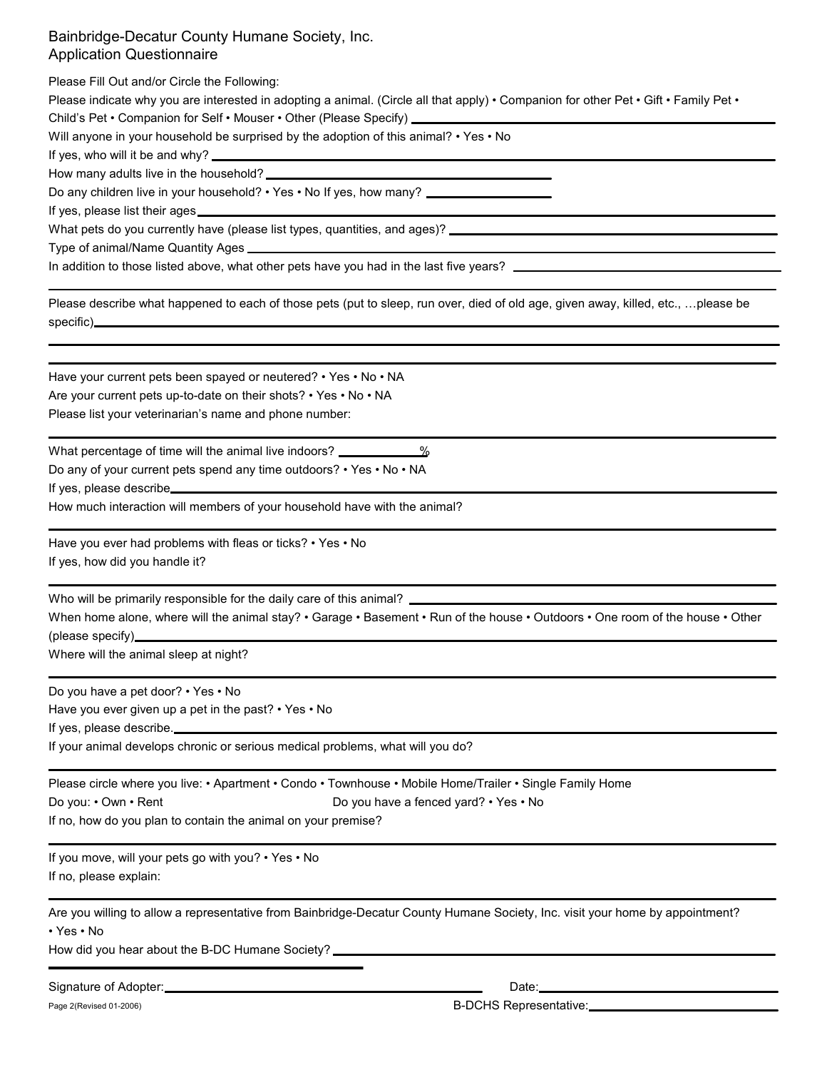Bainbridge-Decatur County Humane Society, Inc.
Application Questionnaire

Please Fill Out and/or Circle the Following:

Please indicate why you are interested in adopting a animal. (Circle all that apply) • Companion for other Pet • Gift • Family Pet • Child's Pet • Companion for Self • Mouser • Other (Please Specify) ______________________________

Will anyone in your household be surprised by the adoption of this animal? • Yes • No

If yes, who will it be and why? ______________________________

How many adults live in the household? ______________________________

Do any children live in your household? • Yes • No If yes, how many? ______________

If yes, please list their ages ______________________________

What pets do you currently have (please list types, quantities, and ages)? ______________________________

Type of animal/Name Quantity Ages ______________________________

In addition to those listed above, what other pets have you had in the last five years? ______________________________

______________________________

Please describe what happened to each of those pets (put to sleep, run over, died of old age, given away, killed, etc., …please be specific) ______________________________

______________________________

______________________________

Have your current pets been spayed or neutered? • Yes • No • NA

Are your current pets up-to-date on their shots? • Yes • No • NA

Please list your veterinarian's name and phone number:

______________________________

What percentage of time will the animal live indoors? __________%

Do any of your current pets spend any time outdoors? • Yes • No • NA

If yes, please describe ______________________________

How much interaction will members of your household have with the animal?

______________________________

Have you ever had problems with fleas or ticks? • Yes • No

If yes, how did you handle it?

______________________________

Who will be primarily responsible for the daily care of this animal? ______________________________

When home alone, where will the animal stay? • Garage • Basement • Run of the house • Outdoors • One room of the house • Other (please specify) ______________________________

Where will the animal sleep at night?

______________________________

Do you have a pet door? • Yes • No

Have you ever given up a pet in the past? • Yes • No

If yes, please describe. ______________________________

If your animal develops chronic or serious medical problems, what will you do?

______________________________

Please circle where you live: • Apartment • Condo • Townhouse • Mobile Home/Trailer • Single Family Home

Do you: • Own • Rent Do you have a fenced yard? • Yes • No

If no, how do you plan to contain the animal on your premise?

______________________________

If you move, will your pets go with you? • Yes • No

If no, please explain:

______________________________

Are you willing to allow a representative from Bainbridge-Decatur County Humane Society, Inc. visit your home by appointment? • Yes • No

How did you hear about the B-DC Humane Society? ______________________________

______________________________

Signature of Adopter: ______________________________ Date: ______________

B-DCHS Representative: ______________________________

Page 2(Revised 01-2006)